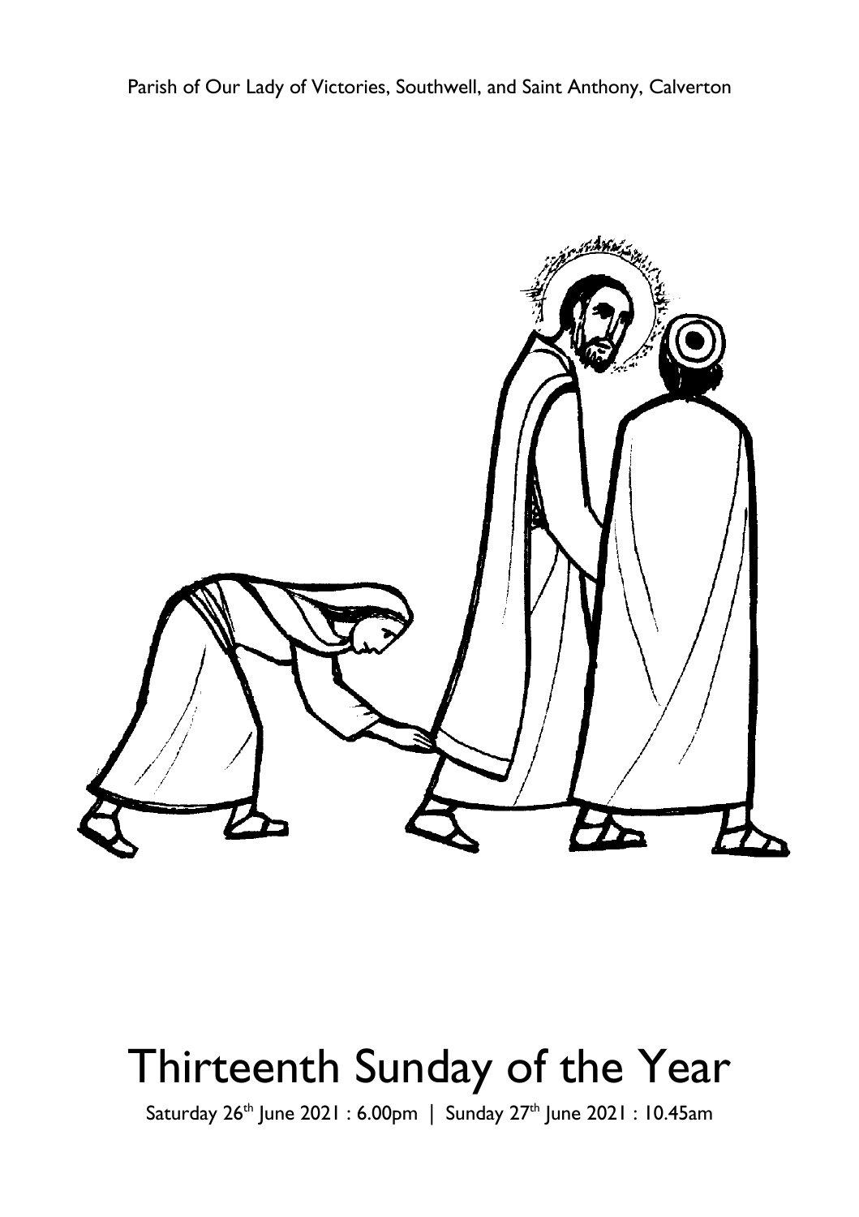Parish of Our Lady of Victories, Southwell, and Saint Anthony, Calverton

# Thirteenth Sunday of the Year

Saturday 26th June 2021 : 6.00pm | Sunday 27th June 2021 : 10.45am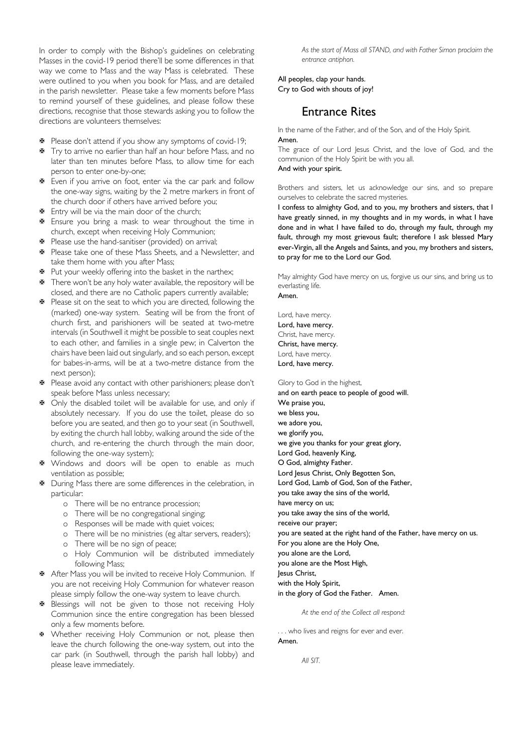In order to comply with the Bishop's guidelines on celebrating Masses in the covid-19 period there'll be some differences in that way we come to Mass and the way Mass is celebrated. These were outlined to you when you book for Mass, and are detailed in the parish newsletter. Please take a few moments before Mass to remind yourself of these guidelines, and please follow these directions, recognise that those stewards asking you to follow the directions are volunteers themselves:

- ✠ Please don't attend if you show any symptoms of covid-19;
- ✠ Try to arrive no earlier than half an hour before Mass, and no later than ten minutes before Mass, to allow time for each person to enter one-by-one;
- ✠ Even if you arrive on foot, enter via the car park and follow the one-way signs, waiting by the 2 metre markers in front of the church door if others have arrived before you;
- ✠ Entry will be via the main door of the church;
- ✠ Ensure you bring a mask to wear throughout the time in church, except when receiving Holy Communion;
- ✠ Please use the hand-sanitiser (provided) on arrival;
- ✠ Please take one of these Mass Sheets, and a Newsletter, and take them home with you after Mass;
- ✠ Put your weekly offering into the basket in the narthex;
- ✠ There won't be any holy water available, the repository will be closed, and there are no Catholic papers currently available;
- ✠ Please sit on the seat to which you are directed, following the (marked) one-way system. Seating will be from the front of church first, and parishioners will be seated at two-metre intervals (in Southwell it might be possible to seat couples next to each other, and families in a single pew; in Calverton the chairs have been laid out singularly, and so each person, except for babes-in-arms, will be at a two-metre distance from the next person);
- ✠ Please avoid any contact with other parishioners; please don't speak before Mass unless necessary;
- ✠ Only the disabled toilet will be available for use, and only if absolutely necessary. If you do use the toilet, please do so before you are seated, and then go to your seat (in Southwell, by exiting the church hall lobby, walking around the side of the church, and re-entering the church through the main door, following the one-way system);
- ✠ Windows and doors will be open to enable as much ventilation as possible;
- ✠ During Mass there are some differences in the celebration, in particular:
  - There will be no entrance procession;
  - There will be no congregational singing;
  - Responses will be made with quiet voices;
  - There will be no ministries (eg altar servers, readers);
  - There will be no sign of peace;
  - Holy Communion will be distributed immediately following Mass;
- ✠ After Mass you will be invited to receive Holy Communion. If you are not receiving Holy Communion for whatever reason please simply follow the one-way system to leave church.
- ✠ Blessings will not be given to those not receiving Holy Communion since the entire congregation has been blessed only a few moments before.
- ✠ Whether receiving Holy Communion or not, please then leave the church following the one-way system, out into the car park (in Southwell, through the parish hall lobby) and please leave immediately.

*As the start of Mass all STAND, and with Father Simon proclaim the entrance antiphon.*

**All peoples, clap your hands.**
**Cry to God with shouts of joy!**

## Entrance Rites

In the name of the Father, and of the Son, and of the Holy Spirit.
**Amen.**

The grace of our Lord Jesus Christ, and the love of God, and the communion of the Holy Spirit be with you all.
**And with your spirit.**

Brothers and sisters, let us acknowledge our sins, and so prepare ourselves to celebrate the sacred mysteries.

**I confess to almighty God, and to you, my brothers and sisters, that I have greatly sinned, in my thoughts and in my words, in what I have done and in what I have failed to do, through my fault, through my fault, through my most grievous fault; therefore I ask blessed Mary ever-Virgin, all the Angels and Saints, and you, my brothers and sisters, to pray for me to the Lord our God.**

May almighty God have mercy on us, forgive us our sins, and bring us to everlasting life.
**Amen.**

Lord, have mercy.
**Lord, have mercy.**
Christ, have mercy.
**Christ, have mercy.**
Lord, have mercy.
**Lord, have mercy.**

Glory to God in the highest,
**and on earth peace to people of good will.**
**We praise you,**
**we bless you,**
**we adore you,**
**we glorify you,**
**we give you thanks for your great glory,**
**Lord God, heavenly King,**
**O God, almighty Father.**
**Lord Jesus Christ, Only Begotten Son,**
**Lord God, Lamb of God, Son of the Father,**
**you take away the sins of the world,**
**have mercy on us;**
**you take away the sins of the world,**
**receive our prayer;**
**you are seated at the right hand of the Father, have mercy on us.**
**For you alone are the Holy One,**
**you alone are the Lord,**
**you alone are the Most High,**
**Jesus Christ,**
**with the Holy Spirit,**
**in the glory of God the Father. Amen.**

*At the end of the Collect all respond:*

. . . who lives and reigns for ever and ever.
**Amen.**

*All SIT.*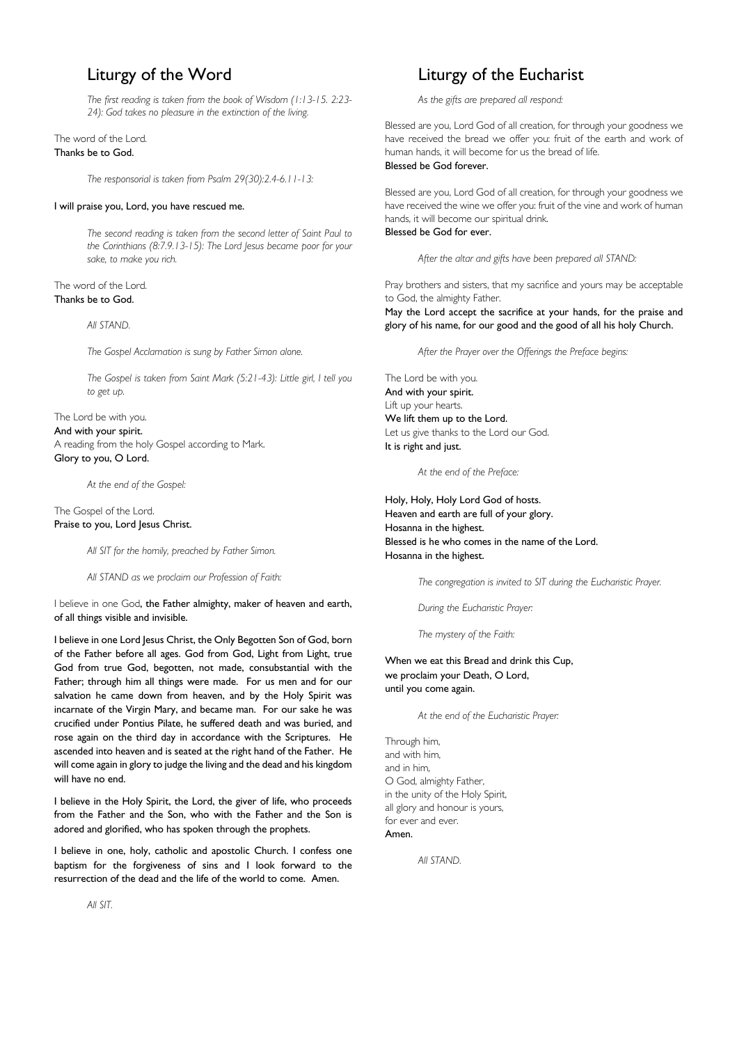## Liturgy of the Word

*The first reading is taken from the book of Wisdom (1:13-15. 2:23-24): God takes no pleasure in the extinction of the living.*

The word of the Lord.
**Thanks be to God.**

*The responsorial is taken from Psalm 29(30):2.4-6.11-13:*

**I will praise you, Lord, you have rescued me.**

*The second reading is taken from the second letter of Saint Paul to the Corinthians (8:7.9.13-15): The Lord Jesus became poor for your sake, to make you rich.*

The word of the Lord.
**Thanks be to God.**

*All STAND.*

*The Gospel Acclamation is sung by Father Simon alone.*

*The Gospel is taken from Saint Mark (5:21-43): Little girl, I tell you to get up.*

The Lord be with you.
**And with your spirit.**
A reading from the holy Gospel according to Mark.
**Glory to you, O Lord.**

*At the end of the Gospel:*

The Gospel of the Lord.
**Praise to you, Lord Jesus Christ.**

*All SIT for the homily, preached by Father Simon.*

*All STAND as we proclaim our Profession of Faith:*

I believe in one God, **the Father almighty, maker of heaven and earth, of all things visible and invisible.**

**I believe in one Lord Jesus Christ, the Only Begotten Son of God, born of the Father before all ages. God from God, Light from Light, true God from true God, begotten, not made, consubstantial with the Father; through him all things were made. For us men and for our salvation he came down from heaven, and by the Holy Spirit was incarnate of the Virgin Mary, and became man. For our sake he was crucified under Pontius Pilate, he suffered death and was buried, and rose again on the third day in accordance with the Scriptures. He ascended into heaven and is seated at the right hand of the Father. He will come again in glory to judge the living and the dead and his kingdom will have no end.**

**I believe in the Holy Spirit, the Lord, the giver of life, who proceeds from the Father and the Son, who with the Father and the Son is adored and glorified, who has spoken through the prophets.**

**I believe in one, holy, catholic and apostolic Church. I confess one baptism for the forgiveness of sins and I look forward to the resurrection of the dead and the life of the world to come. Amen.**

*All SIT.*

## Liturgy of the Eucharist

*As the gifts are prepared all respond:*

Blessed are you, Lord God of all creation, for through your goodness we have received the bread we offer you: fruit of the earth and work of human hands, it will become for us the bread of life.
**Blessed be God forever.**

Blessed are you, Lord God of all creation, for through your goodness we have received the wine we offer you: fruit of the vine and work of human hands, it will become our spiritual drink.
**Blessed be God for ever.**

*After the altar and gifts have been prepared all STAND:*

Pray brothers and sisters, that my sacrifice and yours may be acceptable to God, the almighty Father.
**May the Lord accept the sacrifice at your hands, for the praise and glory of his name, for our good and the good of all his holy Church.**

*After the Prayer over the Offerings the Preface begins:*

The Lord be with you.
**And with your spirit.**
Lift up your hearts.
**We lift them up to the Lord.**
Let us give thanks to the Lord our God.
**It is right and just.**

*At the end of the Preface:*

**Holy, Holy, Holy Lord God of hosts.**
**Heaven and earth are full of your glory.**
**Hosanna in the highest.**
**Blessed is he who comes in the name of the Lord.**
**Hosanna in the highest.**

*The congregation is invited to SIT during the Eucharistic Prayer.*

*During the Eucharistic Prayer:*

*The mystery of the Faith:*

**When we eat this Bread and drink this Cup,**
**we proclaim your Death, O Lord,**
**until you come again.**

*At the end of the Eucharistic Prayer:*

Through him,
and with him,
and in him,
O God, almighty Father,
in the unity of the Holy Spirit,
all glory and honour is yours,
for ever and ever.
**Amen.**

*All STAND.*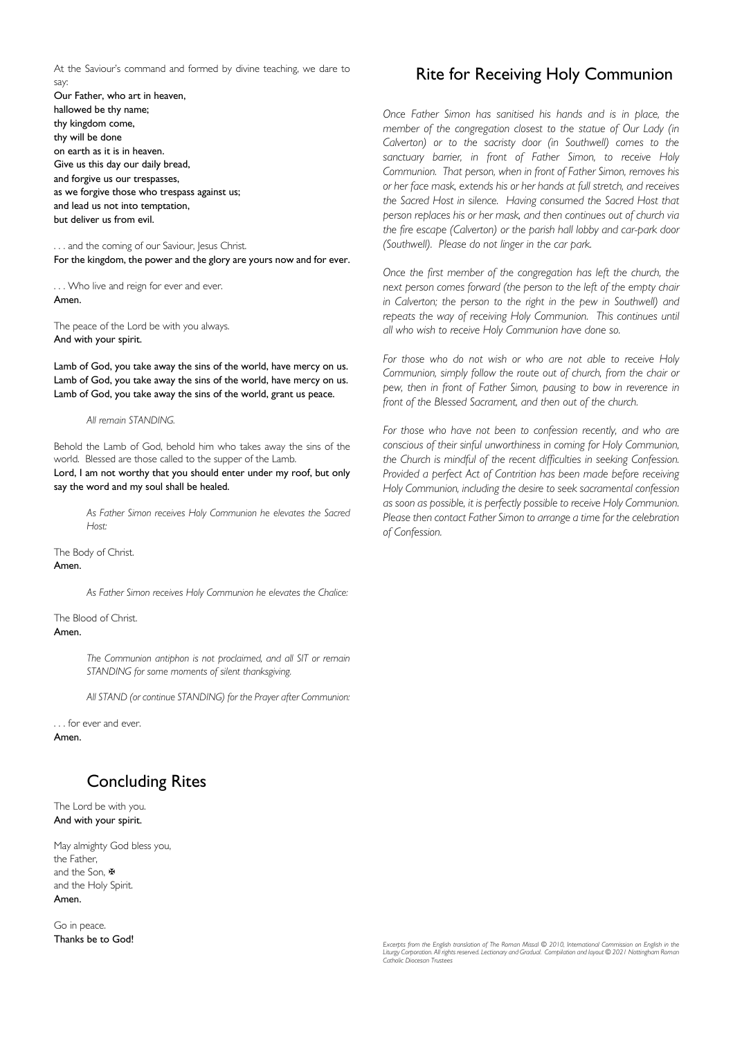At the Saviour's command and formed by divine teaching, we dare to say:

**Our Father, who art in heaven,**
**hallowed be thy name;**
**thy kingdom come,**
**thy will be done**
**on earth as it is in heaven.**
**Give us this day our daily bread,**
**and forgive us our trespasses,**
**as we forgive those who trespass against us;**
**and lead us not into temptation,**
**but deliver us from evil.**

. . . and the coming of our Saviour, Jesus Christ.
**For the kingdom, the power and the glory are yours now and for ever.**

. . . Who live and reign for ever and ever.
**Amen.**

The peace of the Lord be with you always.
**And with your spirit.**

**Lamb of God, you take away the sins of the world, have mercy on us.**
**Lamb of God, you take away the sins of the world, have mercy on us.**
**Lamb of God, you take away the sins of the world, grant us peace.**

*All remain STANDING.*

Behold the Lamb of God, behold him who takes away the sins of the world. Blessed are those called to the supper of the Lamb.
**Lord, I am not worthy that you should enter under my roof, but only say the word and my soul shall be healed.**

*As Father Simon receives Holy Communion he elevates the Sacred Host:*

The Body of Christ.
**Amen.**

*As Father Simon receives Holy Communion he elevates the Chalice:*

The Blood of Christ.
**Amen.**

*The Communion antiphon is not proclaimed, and all SIT or remain STANDING for some moments of silent thanksgiving.*

*All STAND (or continue STANDING) for the Prayer after Communion:*

. . . for ever and ever.
**Amen.**

## Concluding Rites

The Lord be with you.
**And with your spirit.**

May almighty God bless you,
the Father,
and the Son, ✠
and the Holy Spirit.
**Amen.**

Go in peace.
**Thanks be to God!**

## Rite for Receiving Holy Communion

*Once Father Simon has sanitised his hands and is in place, the member of the congregation closest to the statue of Our Lady (in Calverton) or to the sacristy door (in Southwell) comes to the sanctuary barrier, in front of Father Simon, to receive Holy Communion. That person, when in front of Father Simon, removes his or her face mask, extends his or her hands at full stretch, and receives the Sacred Host in silence. Having consumed the Sacred Host that person replaces his or her mask, and then continues out of church via the fire escape (Calverton) or the parish hall lobby and car-park door (Southwell). Please do not linger in the car park.*

*Once the first member of the congregation has left the church, the next person comes forward (the person to the left of the empty chair in Calverton; the person to the right in the pew in Southwell) and repeats the way of receiving Holy Communion. This continues until all who wish to receive Holy Communion have done so.*

*For those who do not wish or who are not able to receive Holy Communion, simply follow the route out of church, from the chair or pew, then in front of Father Simon, pausing to bow in reverence in front of the Blessed Sacrament, and then out of the church.*

*For those who have not been to confession recently, and who are conscious of their sinful unworthiness in coming for Holy Communion, the Church is mindful of the recent difficulties in seeking Confession. Provided a perfect Act of Contrition has been made before receiving Holy Communion, including the desire to seek sacramental confession as soon as possible, it is perfectly possible to receive Holy Communion. Please then contact Father Simon to arrange a time for the celebration of Confession.*

*Excerpts from the English translation of The Roman Missal © 2010, International Commission on English in the Liturgy Corporation. All rights reserved. Lectionary and Gradual. Compilation and layout © 2021 Nottingham Roman Catholic Diocesan Trustees*